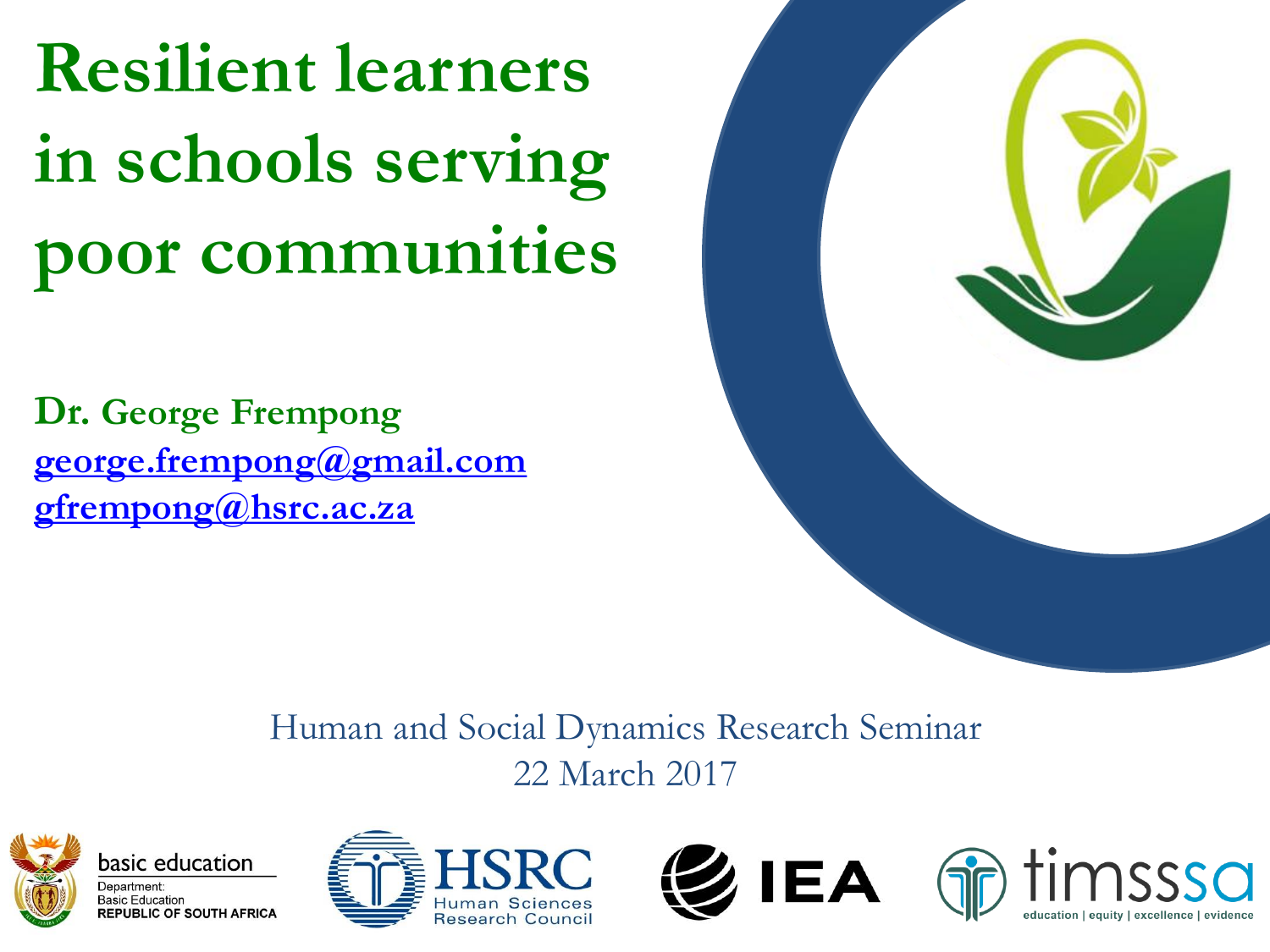# Resilient learners in schools serving poor communities

**Dr. George Frempong**
george.frempong@gmail.com
gfrempong@hsrc.ac.za

Human and Social Dynamics Research Seminar
22 March 2017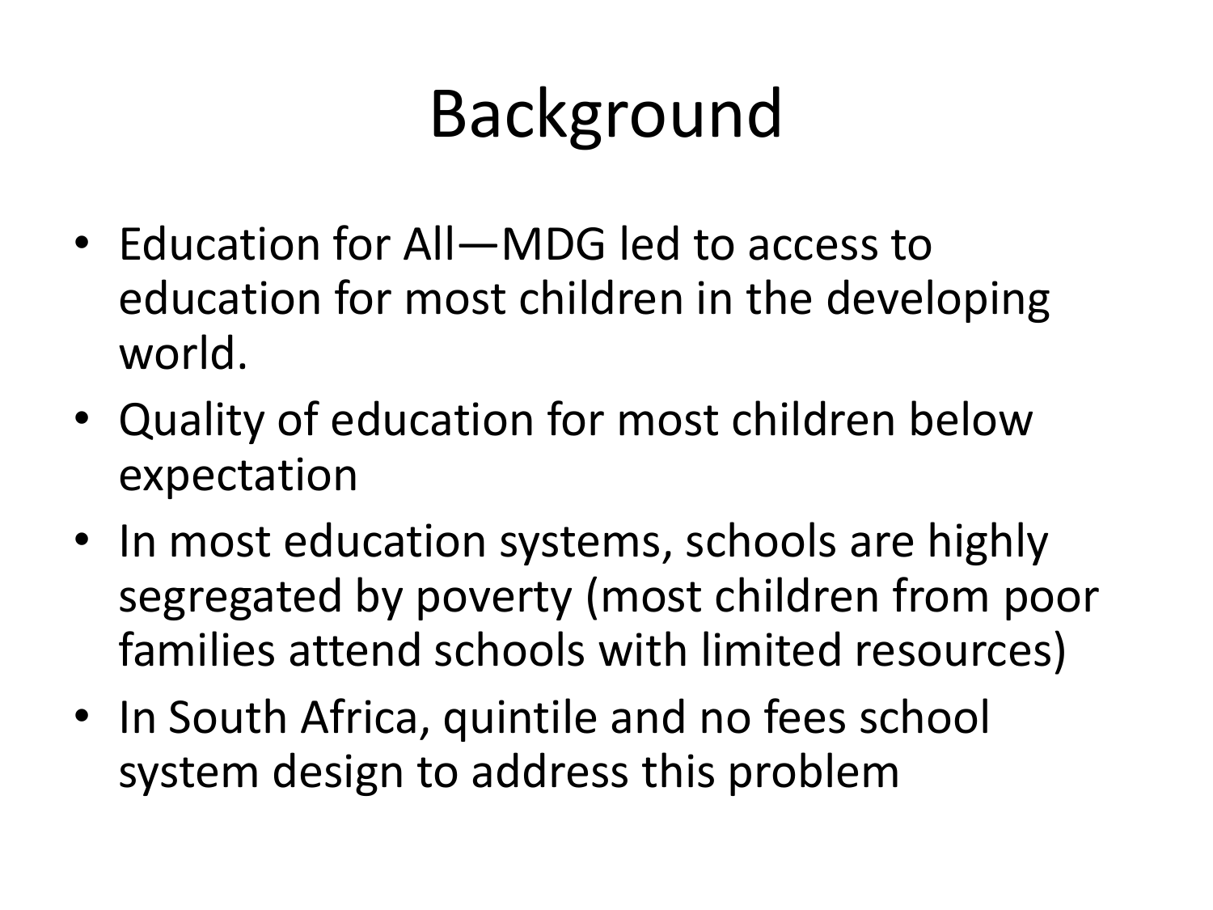# Background

- Education for All—MDG led to access to education for most children in the developing world.
- Quality of education for most children below expectation
- In most education systems, schools are highly segregated by poverty (most children from poor families attend schools with limited resources)
- In South Africa, quintile and no fees school system design to address this problem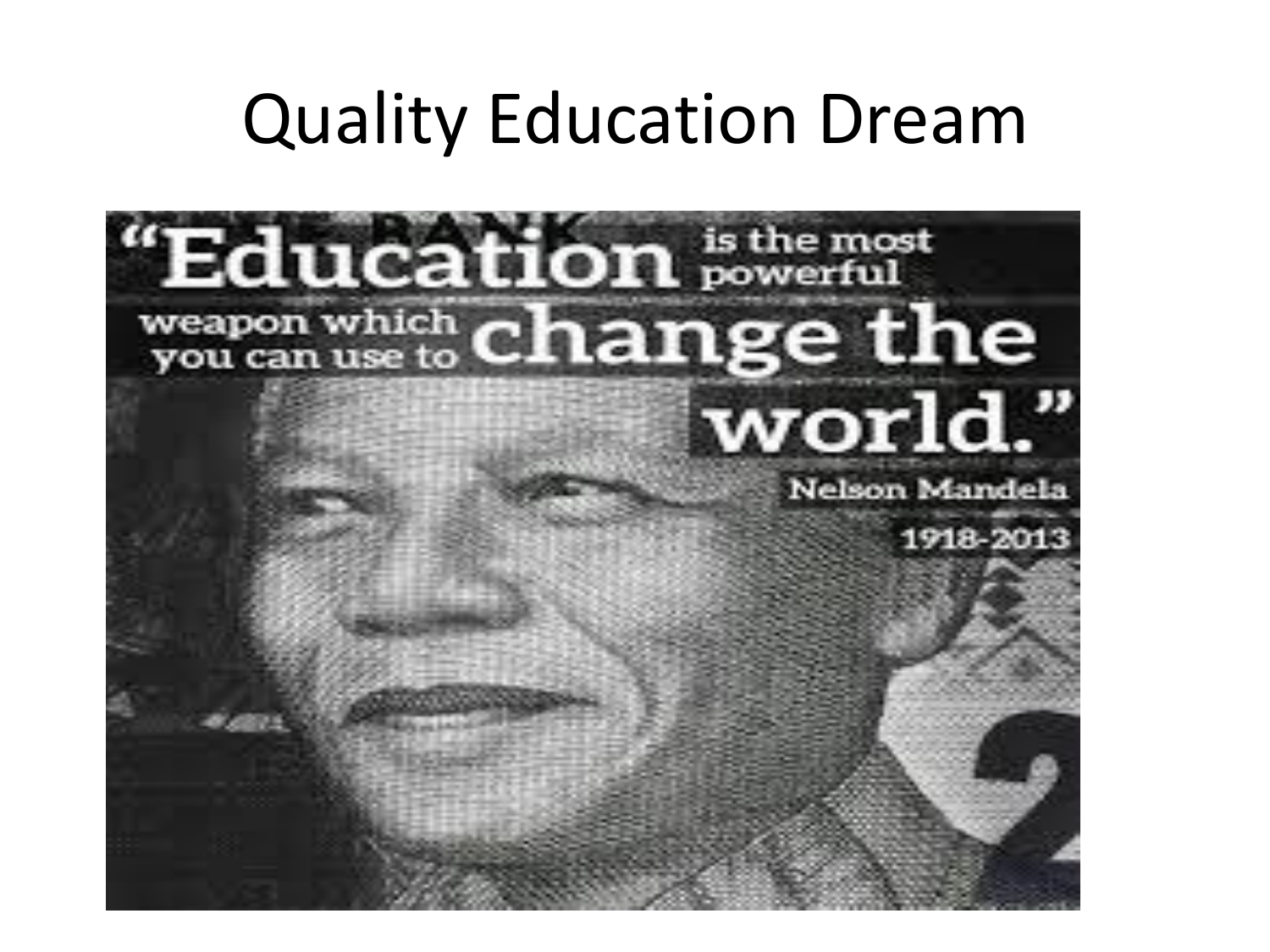# Quality Education Dream

"Education is the most powerful weapon which you can use to change the world."

Nelson Mandela

1918-2013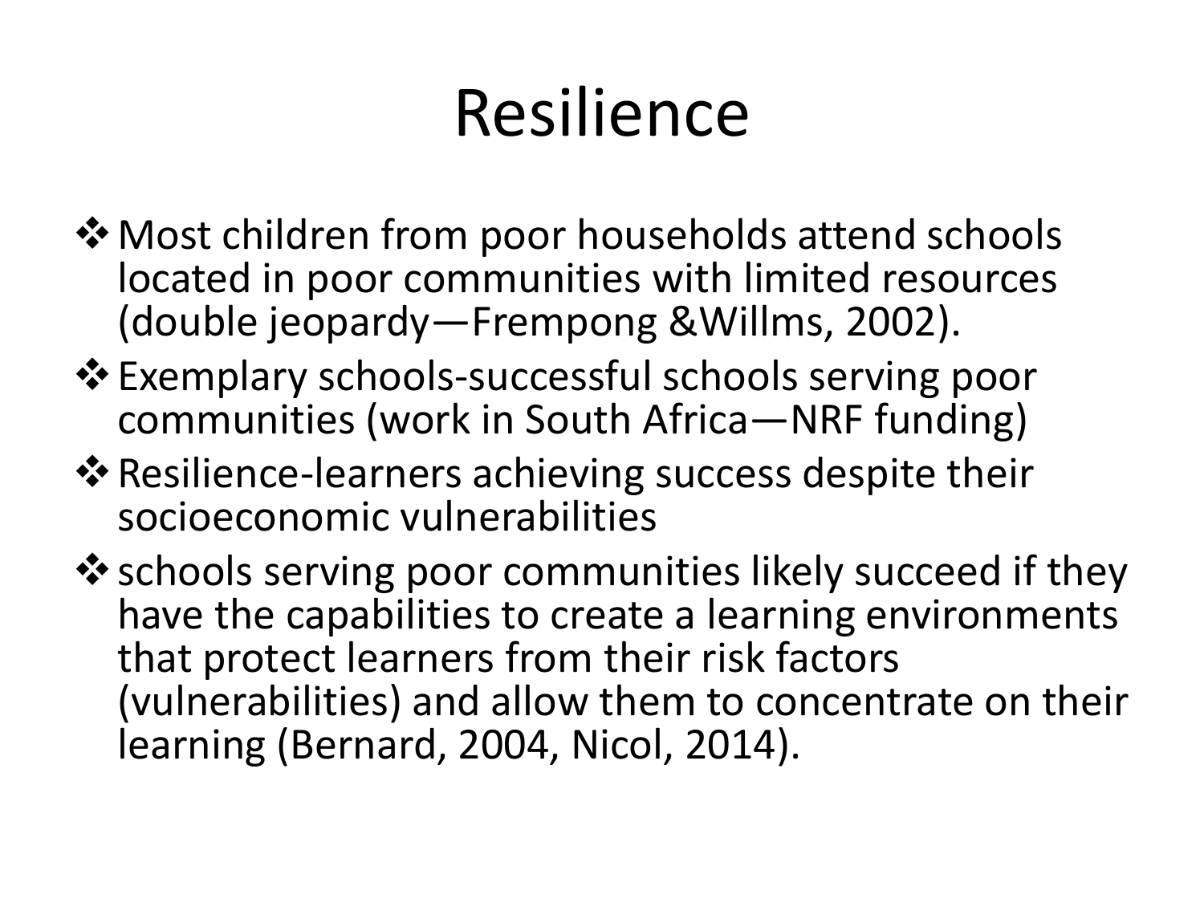# Resilience

- ❖ Most children from poor households attend schools located in poor communities with limited resources (double jeopardy—Frempong &Willms, 2002).
- ❖ Exemplary schools-successful schools serving poor communities (work in South Africa—NRF funding)
- ❖ Resilience-learners achieving success despite their socioeconomic vulnerabilities
- ❖ schools serving poor communities likely succeed if they have the capabilities to create a learning environments that protect learners from their risk factors (vulnerabilities) and allow them to concentrate on their learning (Bernard, 2004, Nicol, 2014).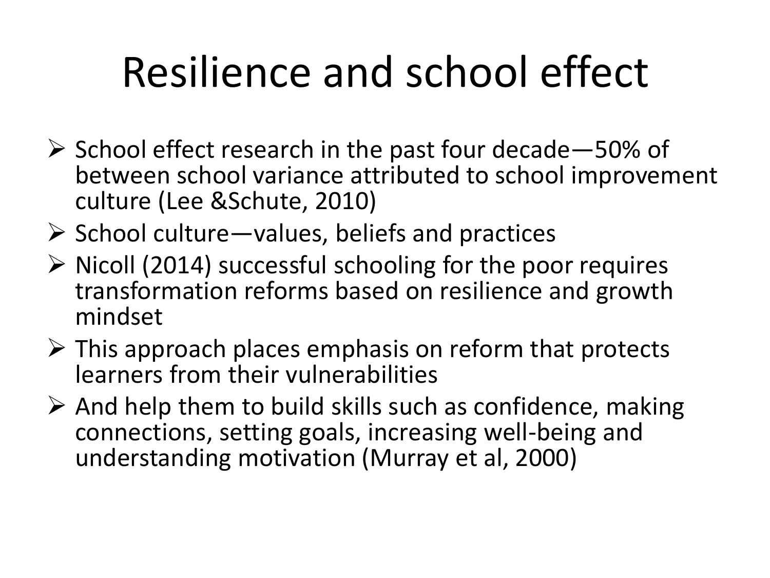# Resilience and school effect

- School effect research in the past four decade—50% of between school variance attributed to school improvement culture (Lee &Schute, 2010)
- School culture—values, beliefs and practices
- Nicoll (2014) successful schooling for the poor requires transformation reforms based on resilience and growth mindset
- This approach places emphasis on reform that protects learners from their vulnerabilities
- And help them to build skills such as confidence, making connections, setting goals, increasing well-being and understanding motivation (Murray et al, 2000)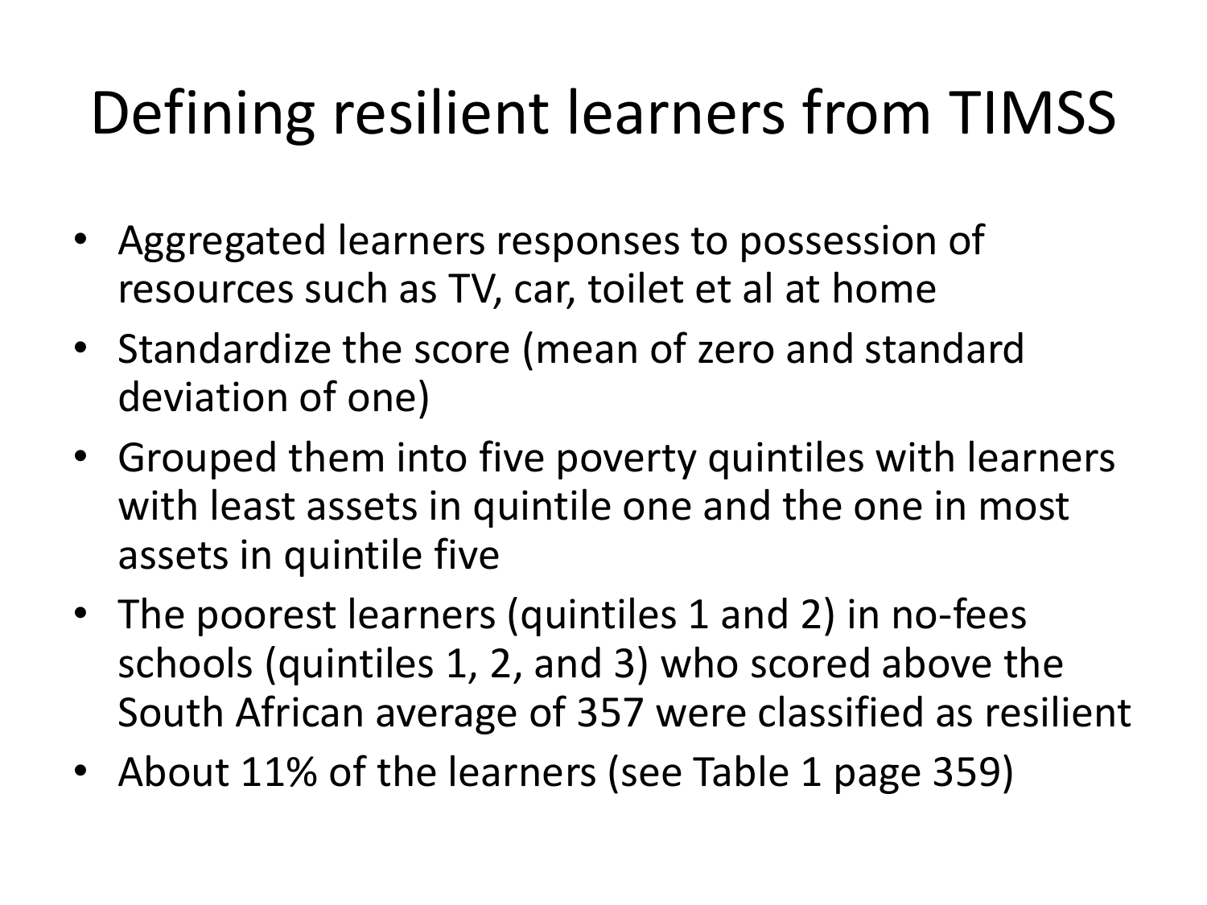# Defining resilient learners from TIMSS

- Aggregated learners responses to possession of resources such as TV, car, toilet et al at home
- Standardize the score (mean of zero and standard deviation of one)
- Grouped them into five poverty quintiles with learners with least assets in quintile one and the one in most assets in quintile five
- The poorest learners (quintiles 1 and 2) in no-fees schools (quintiles 1, 2, and 3) who scored above the South African average of 357 were classified as resilient
- About 11% of the learners (see Table 1 page 359)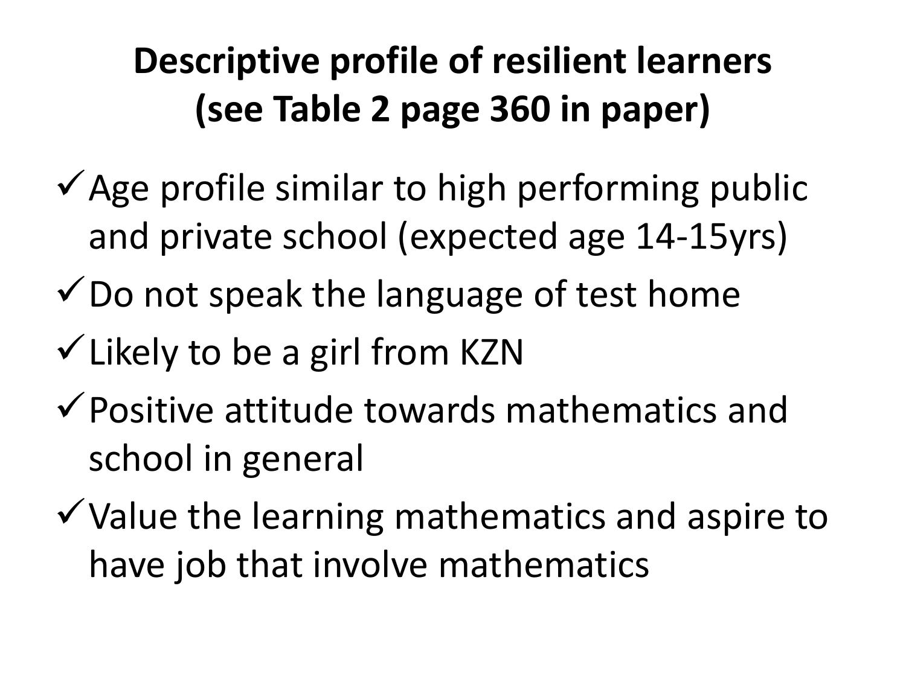# Descriptive profile of resilient learners (see Table 2 page 360 in paper)

- ✓ Age profile similar to high performing public and private school (expected age 14-15yrs)
- ✓ Do not speak the language of test home
- ✓ Likely to be a girl from KZN
- ✓ Positive attitude towards mathematics and school in general
- ✓ Value the learning mathematics and aspire to have job that involve mathematics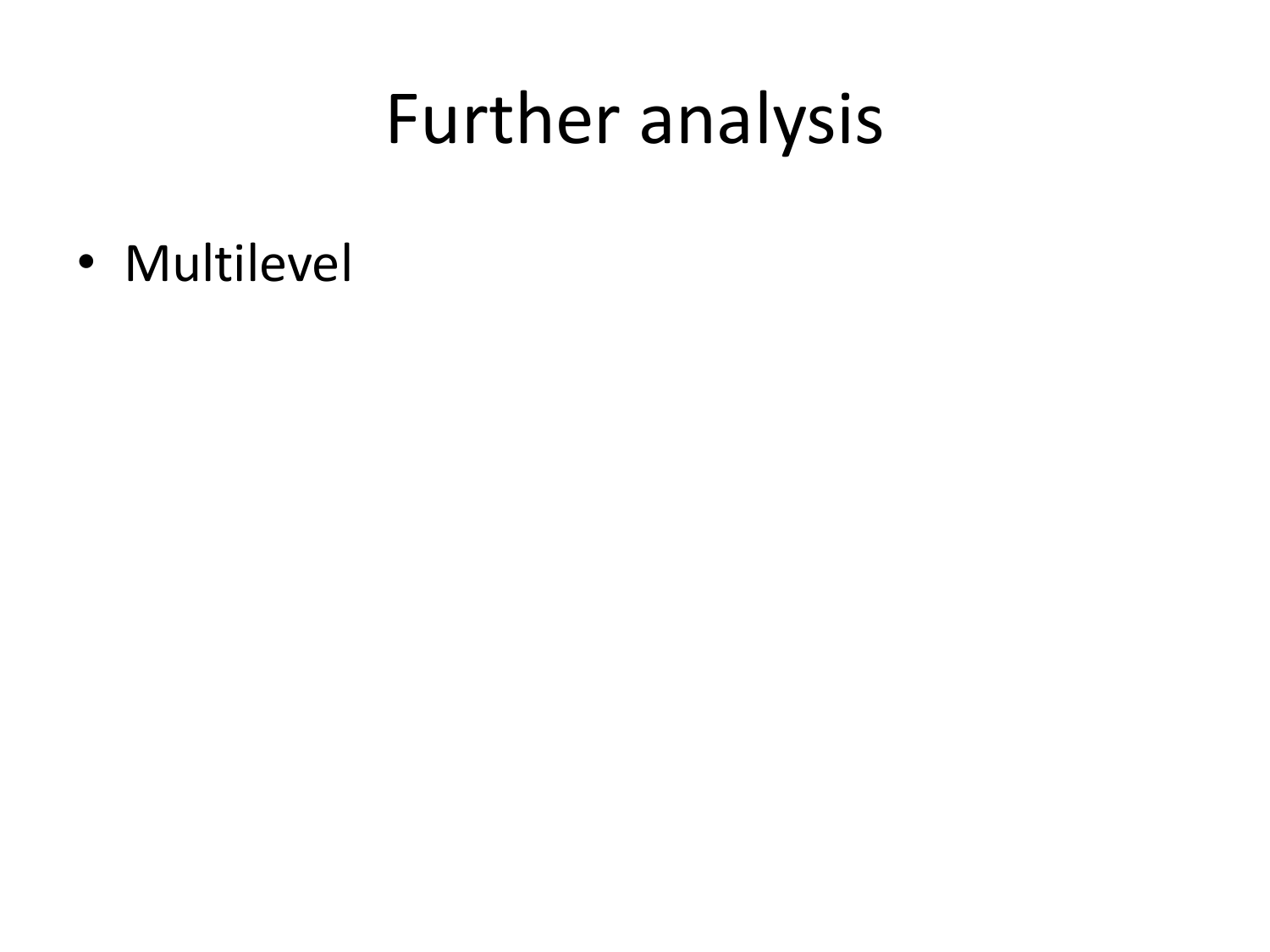# Further analysis

- Multilevel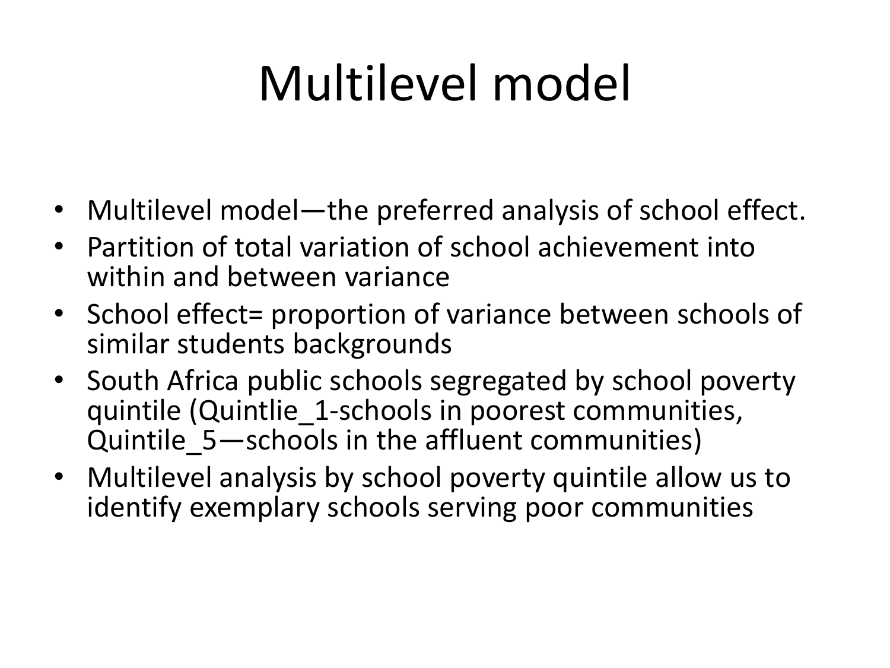# Multilevel model

- Multilevel model—the preferred analysis of school effect.
- Partition of total variation of school achievement into within and between variance
- School effect= proportion of variance between schools of similar students backgrounds
- South Africa public schools segregated by school poverty quintile (Quintlie_1-schools in poorest communities, Quintile_5—schools in the affluent communities)
- Multilevel analysis by school poverty quintile allow us to identify exemplary schools serving poor communities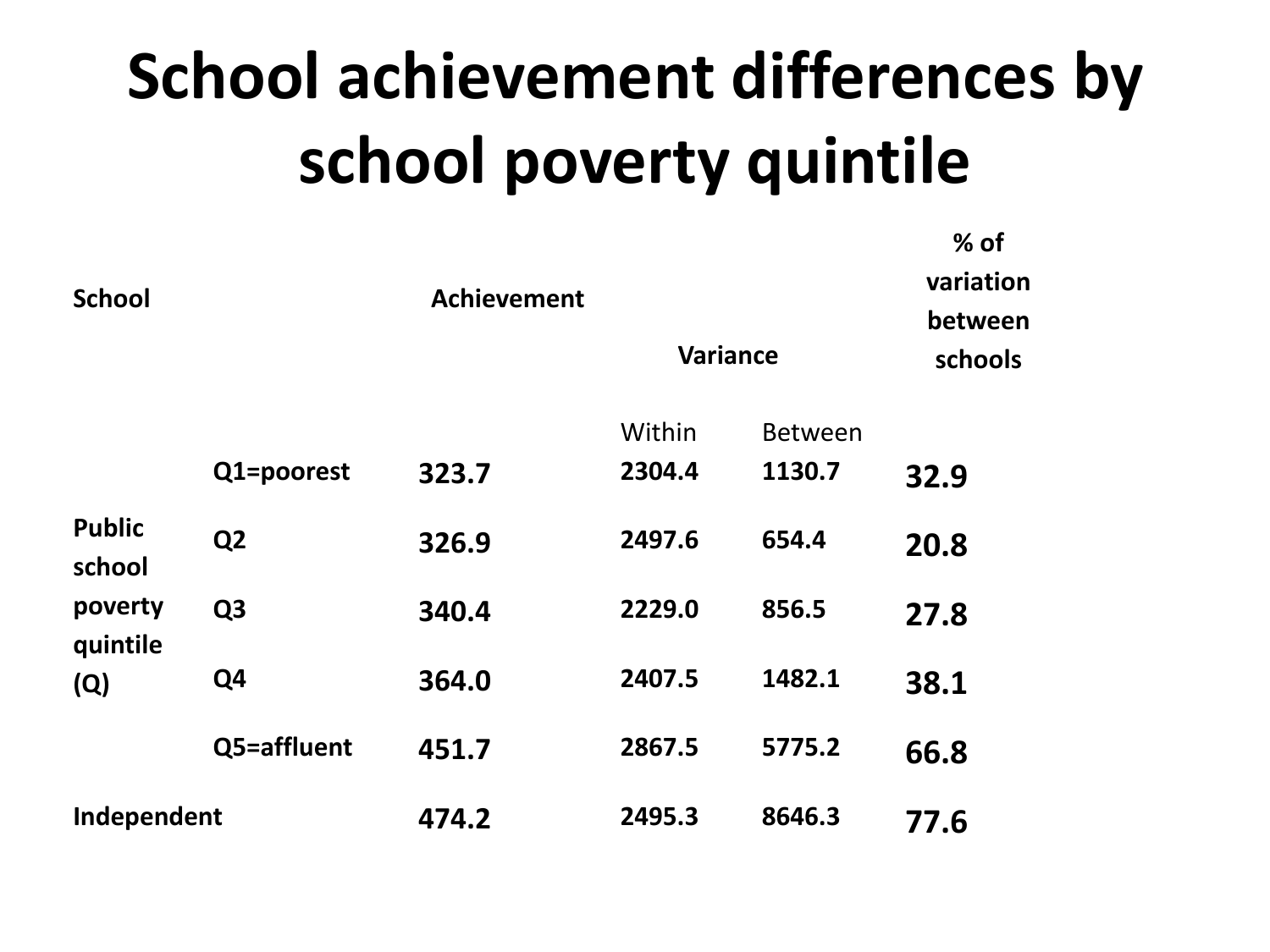# School achievement differences by school poverty quintile

| School | | Achievement | Variance | | % of variation between schools |
|---|---|---|---|---|---|
| | | | Within | Between | |
| Public school poverty quintile (Q) | Q1=poorest | 323.7 | 2304.4 | 1130.7 | 32.9 |
| | Q2 | 326.9 | 2497.6 | 654.4 | 20.8 |
| | Q3 | 340.4 | 2229.0 | 856.5 | 27.8 |
| | Q4 | 364.0 | 2407.5 | 1482.1 | 38.1 |
| | Q5=affluent | 451.7 | 2867.5 | 5775.2 | 66.8 |
| Independent | | 474.2 | 2495.3 | 8646.3 | 77.6 |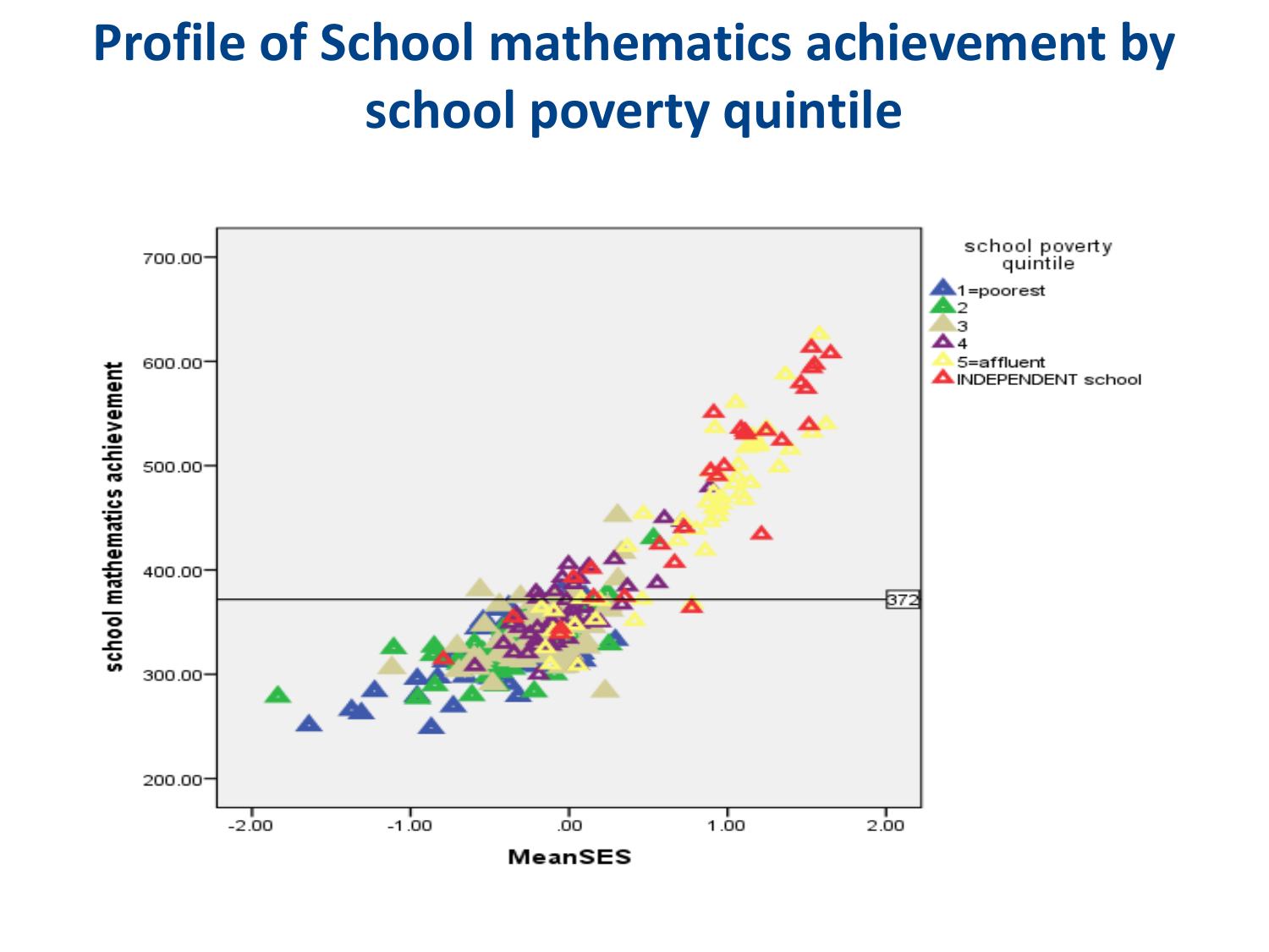# Profile of School mathematics achievement by school poverty quintile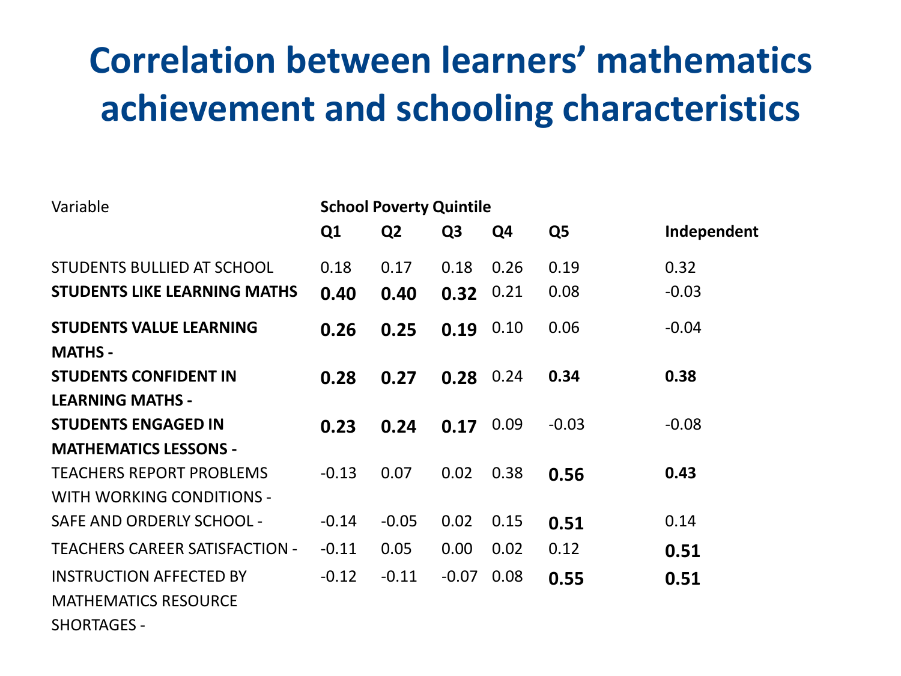# Correlation between learners' mathematics achievement and schooling characteristics

| Variable | School Poverty Quintile | | | | | |
|---|---|---|---|---|---|---|
| | **Q1** | **Q2** | **Q3** | **Q4** | **Q5** | **Independent** |
| STUDENTS BULLIED AT SCHOOL | 0.18 | 0.17 | 0.18 | 0.26 | 0.19 | 0.32 |
| **STUDENTS LIKE LEARNING MATHS** | **0.40** | **0.40** | **0.32** | 0.21 | 0.08 | -0.03 |
| **STUDENTS VALUE LEARNING MATHS -** | **0.26** | **0.25** | **0.19** | 0.10 | 0.06 | -0.04 |
| **STUDENTS CONFIDENT IN LEARNING MATHS -** | **0.28** | **0.27** | **0.28** | 0.24 | **0.34** | **0.38** |
| **STUDENTS ENGAGED IN MATHEMATICS LESSONS -** | **0.23** | **0.24** | **0.17** | 0.09 | -0.03 | -0.08 |
| TEACHERS REPORT PROBLEMS WITH WORKING CONDITIONS - | -0.13 | 0.07 | 0.02 | 0.38 | **0.56** | **0.43** |
| SAFE AND ORDERLY SCHOOL - | -0.14 | -0.05 | 0.02 | 0.15 | **0.51** | 0.14 |
| TEACHERS CAREER SATISFACTION - | -0.11 | 0.05 | 0.00 | 0.02 | 0.12 | **0.51** |
| INSTRUCTION AFFECTED BY MATHEMATICS RESOURCE SHORTAGES - | -0.12 | -0.11 | -0.07 | 0.08 | **0.55** | **0.51** |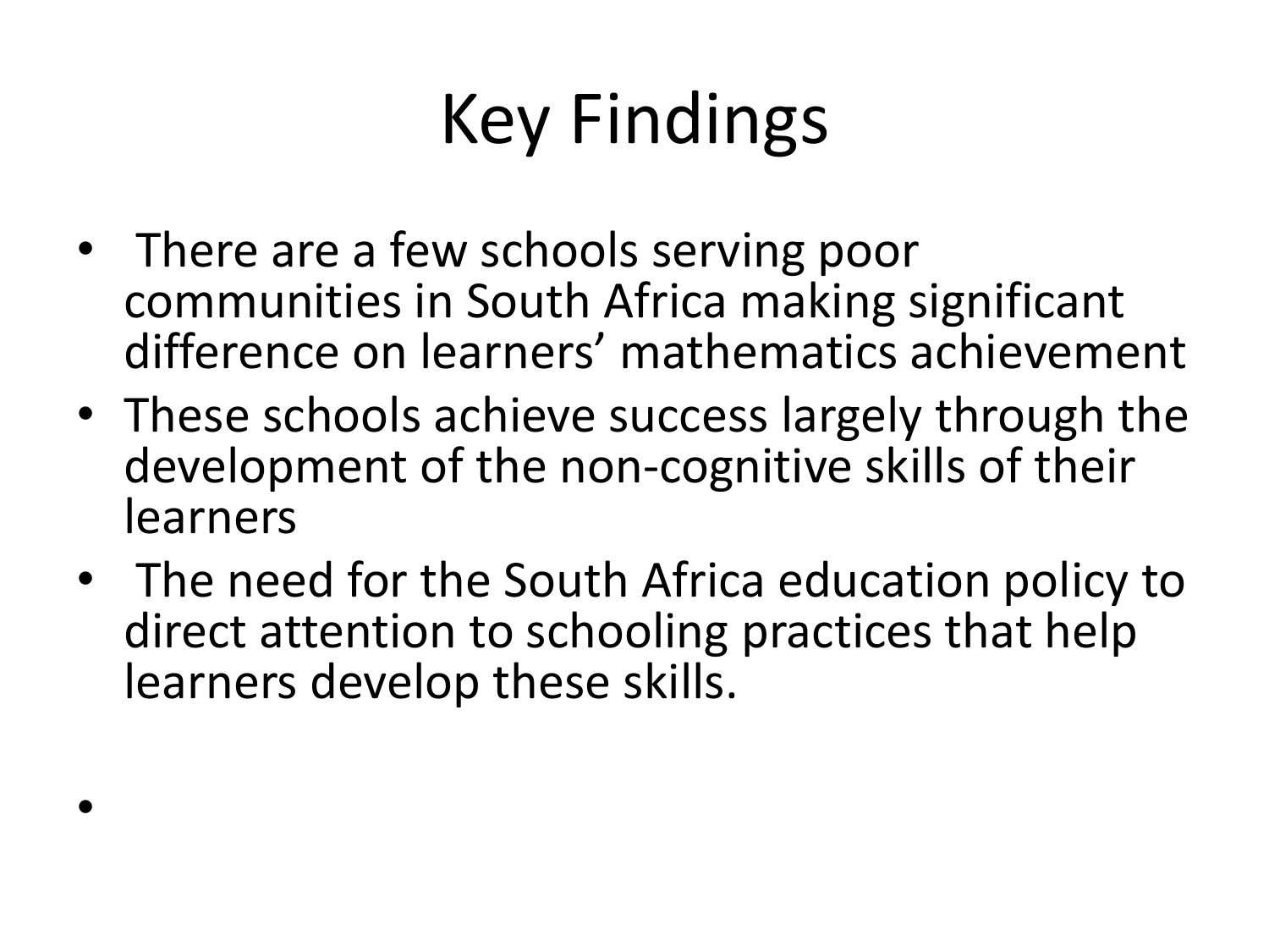# Key Findings

- There are a few schools serving poor communities in South Africa making significant difference on learners' mathematics achievement
- These schools achieve success largely through the development of the non-cognitive skills of their learners
- The need for the South Africa education policy to direct attention to schooling practices that help learners develop these skills.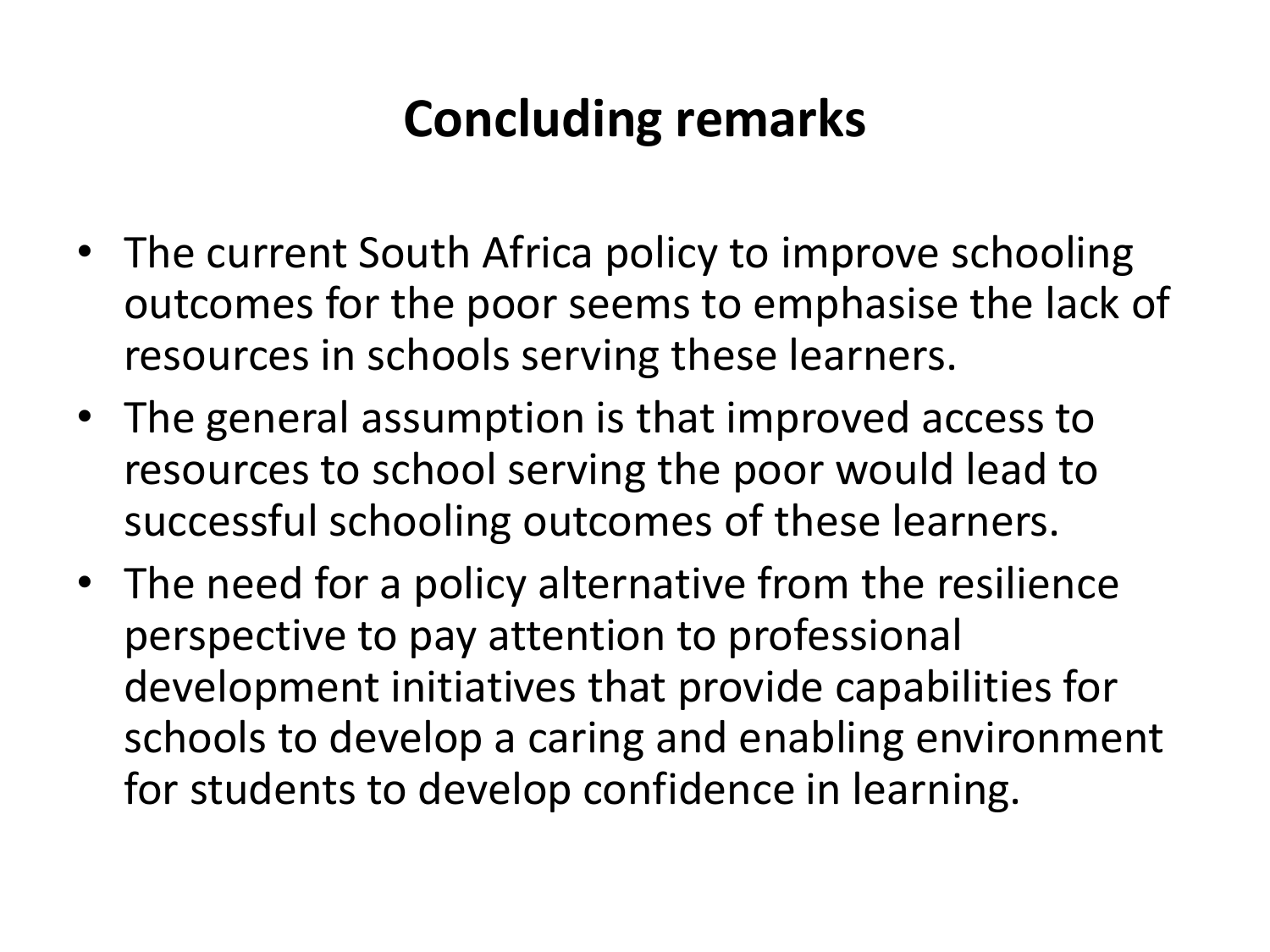# Concluding remarks

- The current South Africa policy to improve schooling outcomes for the poor seems to emphasise the lack of resources in schools serving these learners.
- The general assumption is that improved access to resources to school serving the poor would lead to successful schooling outcomes of these learners.
- The need for a policy alternative from the resilience perspective to pay attention to professional development initiatives that provide capabilities for schools to develop a caring and enabling environment for students to develop confidence in learning.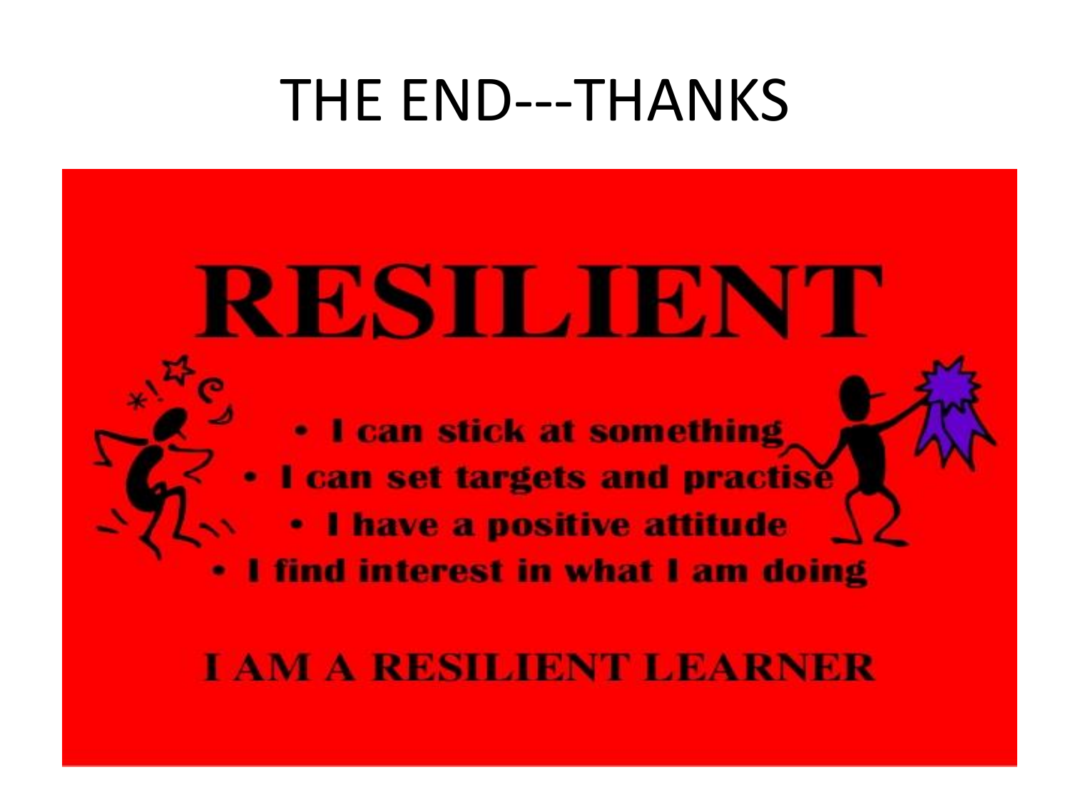# THE END---THANKS

# RESILIENT

- I can stick at something
- I can set targets and practise
- I have a positive attitude
- I find interest in what I am doing

**I AM A RESILIENT LEARNER**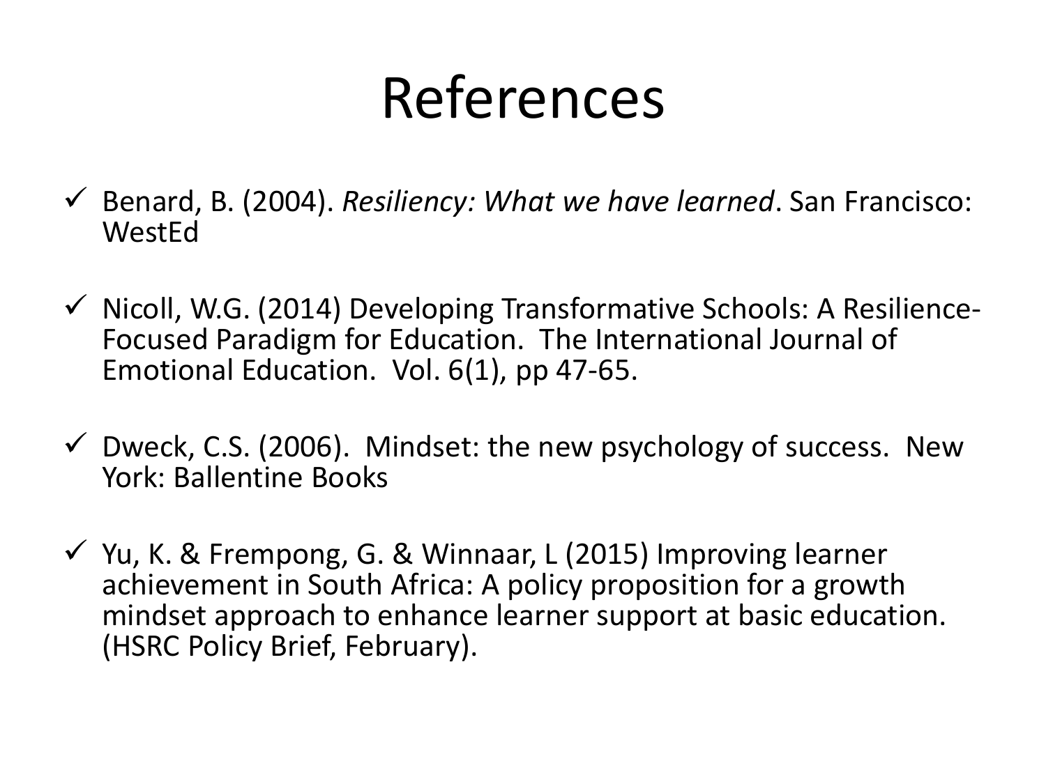# References

- ✓ Benard, B. (2004). *Resiliency: What we have learned*. San Francisco: WestEd
- ✓ Nicoll, W.G. (2014) Developing Transformative Schools: A Resilience-Focused Paradigm for Education. The International Journal of Emotional Education. Vol. 6(1), pp 47-65.
- ✓ Dweck, C.S. (2006). Mindset: the new psychology of success. New York: Ballentine Books
- ✓ Yu, K. & Frempong, G. & Winnaar, L (2015) Improving learner achievement in South Africa: A policy proposition for a growth mindset approach to enhance learner support at basic education. (HSRC Policy Brief, February).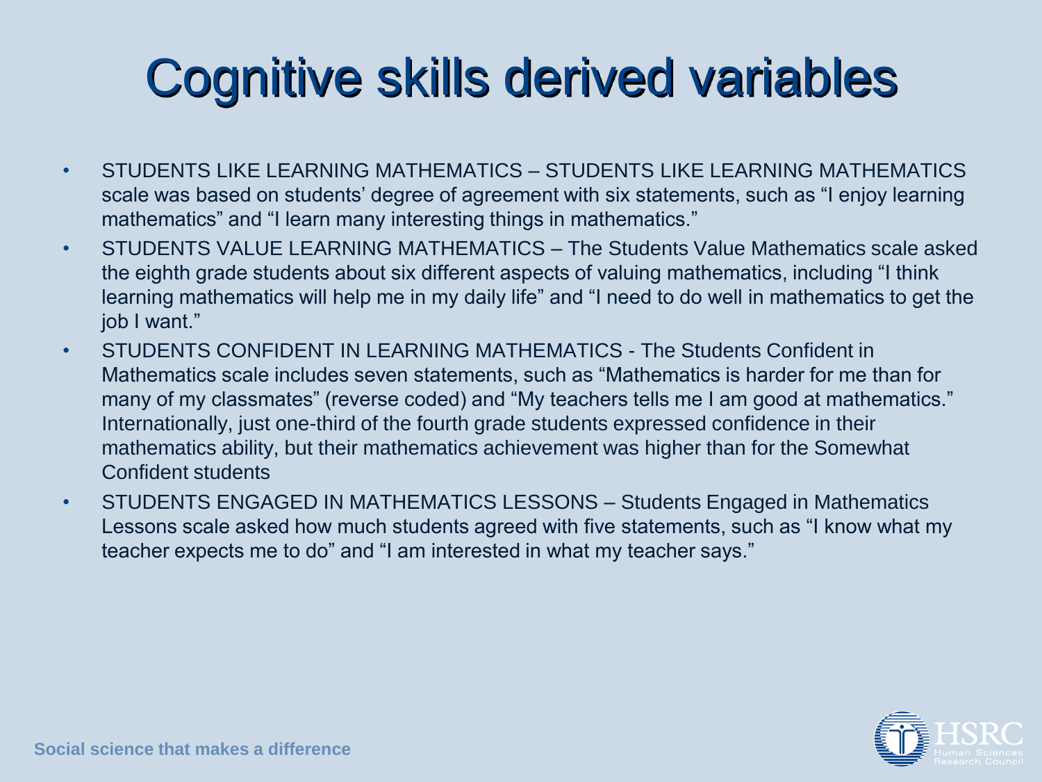# Cognitive skills derived variables

- STUDENTS LIKE LEARNING MATHEMATICS – STUDENTS LIKE LEARNING MATHEMATICS scale was based on students' degree of agreement with six statements, such as "I enjoy learning mathematics" and "I learn many interesting things in mathematics."
- STUDENTS VALUE LEARNING MATHEMATICS – The Students Value Mathematics scale asked the eighth grade students about six different aspects of valuing mathematics, including "I think learning mathematics will help me in my daily life" and "I need to do well in mathematics to get the job I want."
- STUDENTS CONFIDENT IN LEARNING MATHEMATICS - The Students Confident in Mathematics scale includes seven statements, such as "Mathematics is harder for me than for many of my classmates" (reverse coded) and "My teachers tells me I am good at mathematics." Internationally, just one-third of the fourth grade students expressed confidence in their mathematics ability, but their mathematics achievement was higher than for the Somewhat Confident students
- STUDENTS ENGAGED IN MATHEMATICS LESSONS – Students Engaged in Mathematics Lessons scale asked how much students agreed with five statements, such as "I know what my teacher expects me to do" and "I am interested in what my teacher says."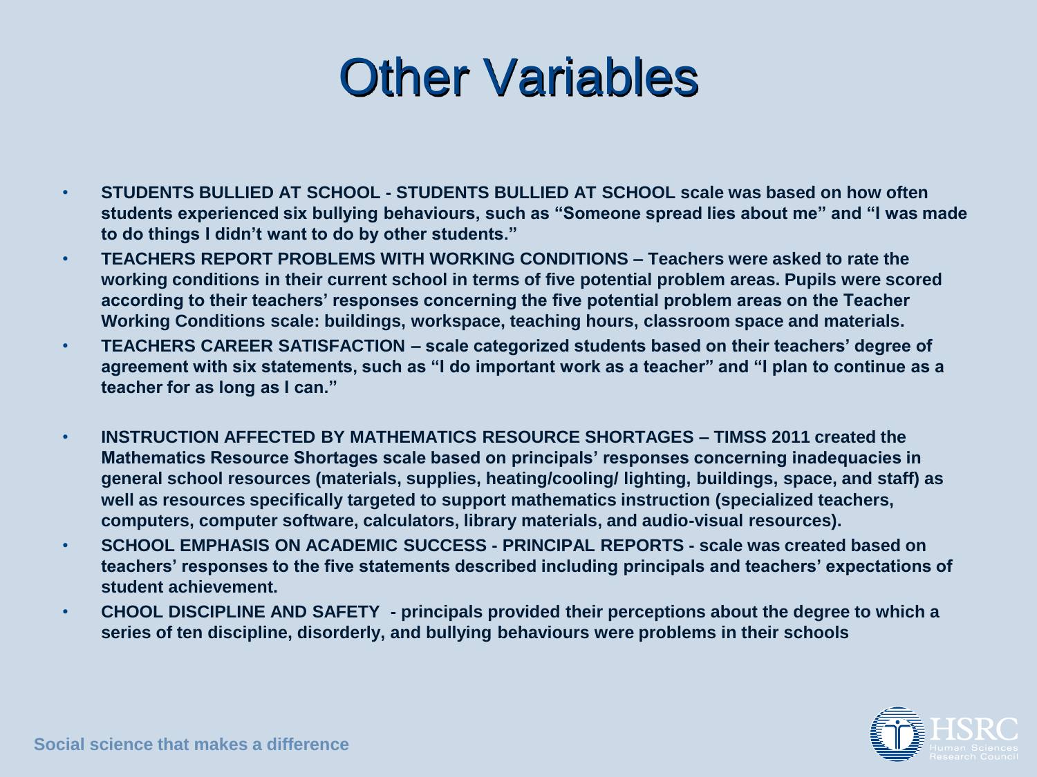# Other Variables

- **STUDENTS BULLIED AT SCHOOL - STUDENTS BULLIED AT SCHOOL scale was based on how often students experienced six bullying behaviours, such as "Someone spread lies about me" and "I was made to do things I didn't want to do by other students."**
- **TEACHERS REPORT PROBLEMS WITH WORKING CONDITIONS – Teachers were asked to rate the working conditions in their current school in terms of five potential problem areas. Pupils were scored according to their teachers' responses concerning the five potential problem areas on the Teacher Working Conditions scale: buildings, workspace, teaching hours, classroom space and materials.**
- **TEACHERS CAREER SATISFACTION – scale categorized students based on their teachers' degree of agreement with six statements, such as "I do important work as a teacher" and "I plan to continue as a teacher for as long as I can."**
- **INSTRUCTION AFFECTED BY MATHEMATICS RESOURCE SHORTAGES – TIMSS 2011 created the Mathematics Resource Shortages scale based on principals' responses concerning inadequacies in general school resources (materials, supplies, heating/cooling/ lighting, buildings, space, and staff) as well as resources specifically targeted to support mathematics instruction (specialized teachers, computers, computer software, calculators, library materials, and audio-visual resources).**
- **SCHOOL EMPHASIS ON ACADEMIC SUCCESS - PRINCIPAL REPORTS - scale was created based on teachers' responses to the five statements described including principals and teachers' expectations of student achievement.**
- **CHOOL DISCIPLINE AND SAFETY - principals provided their perceptions about the degree to which a series of ten discipline, disorderly, and bullying behaviours were problems in their schools**